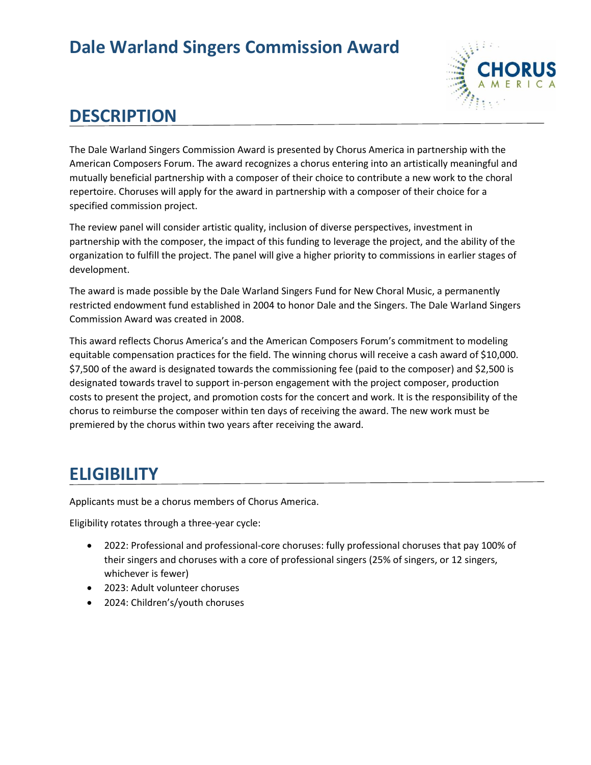# Dale Warland Singers Commission Award

## DESCRIPTION

The Dale Warland Singers Commission Award is presented by Chorus America in partnership with the American Composers Forum. The award recognizes a chorus entering into an artistically meaningful and mutually beneficial partnership with a composer of their choice to contribute a new work to the choral repertoire. Choruses will apply for the award in partnership with a composer of their choice for a specified commission project.

The review panel will consider artistic quality, inclusion of diverse perspectives, investment in partnership with the composer, the impact of this funding to leverage the project, and the ability of the organization to fulfill the project. The panel will give a higher priority to commissions in earlier stages of development.

The award is made possible by the Dale Warland Singers Fund for New Choral Music, a permanently restricted endowment fund established in 2004 to honor Dale and the Singers. The Dale Warland Singers Commission Award was created in 2008.

This award reflects Chorus America's and the American Composers Forum's commitment to modeling equitable compensation practices for the field. The winning chorus will receive a cash award of $10,000. $7,500 of the award is designated towards the commissioning fee (paid to the composer) and $2,500 is designated towards travel to support in-person engagement with the project composer, production costs to present the project, and promotion costs for the concert and work. It is the responsibility of the chorus to reimburse the composer within ten days of receiving the award. The new work must be premiered by the chorus within two years after receiving the award.

## ELIGIBILITY

Applicants must be a chorus members of Chorus America.

Eligibility rotates through a three-year cycle:

- 2022: Professional and professional-core choruses: fully professional choruses that pay 100% of their singers and choruses with a core of professional singers (25% of singers, or 12 singers, whichever is fewer)
- 2023: Adult volunteer choruses
- 2024: Children's/youth choruses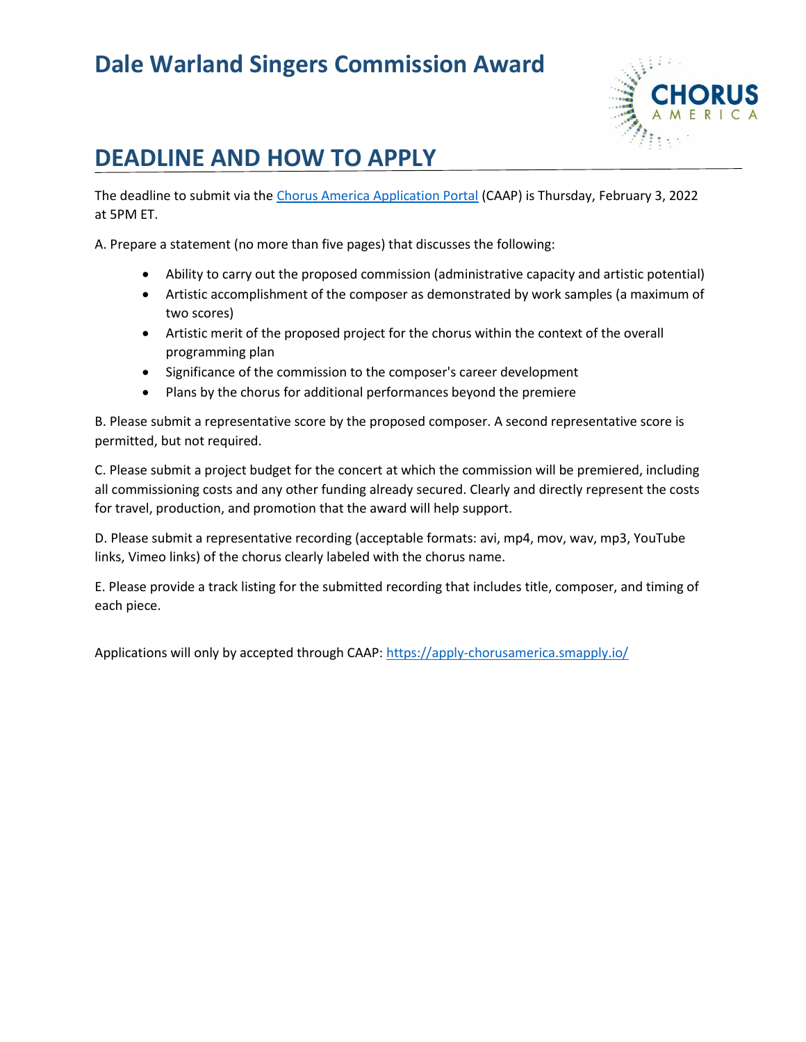# Dale Warland Singers Commission Award

## DEADLINE AND HOW TO APPLY

The deadline to submit via the [Chorus America Application Portal](https://apply-chorusamerica.smapply.io/) (CAAP) is Thursday, February 3, 2022 at 5PM ET.

A. Prepare a statement (no more than five pages) that discusses the following:

- Ability to carry out the proposed commission (administrative capacity and artistic potential)
- Artistic accomplishment of the composer as demonstrated by work samples (a maximum of two scores)
- Artistic merit of the proposed project for the chorus within the context of the overall programming plan
- Significance of the commission to the composer's career development
- Plans by the chorus for additional performances beyond the premiere

B. Please submit a representative score by the proposed composer. A second representative score is permitted, but not required.

C. Please submit a project budget for the concert at which the commission will be premiered, including all commissioning costs and any other funding already secured. Clearly and directly represent the costs for travel, production, and promotion that the award will help support.

D. Please submit a representative recording (acceptable formats: avi, mp4, mov, wav, mp3, YouTube links, Vimeo links) of the chorus clearly labeled with the chorus name.

E. Please provide a track listing for the submitted recording that includes title, composer, and timing of each piece.

Applications will only by accepted through CAAP: https://apply-chorusamerica.smapply.io/